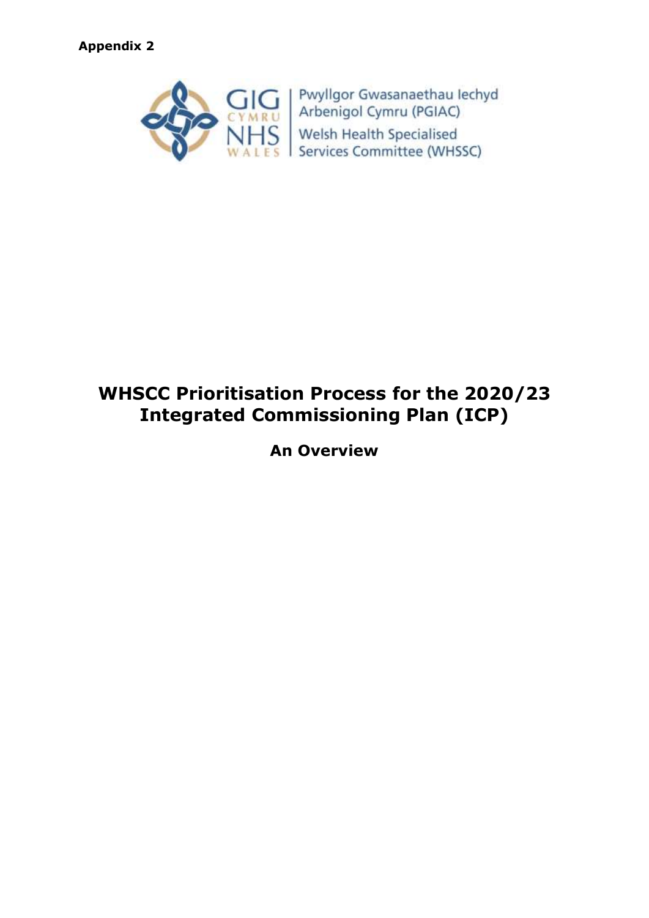**Appendix 2**

Pwyllgor Gwasanaethau Iechyd Arbenigol Cymru (PGIAC)

Welsh Health Specialised Services Committee (WHSSC)

# WHSCC Prioritisation Process for the 2020/23 Integrated Commissioning Plan (ICP)

## An Overview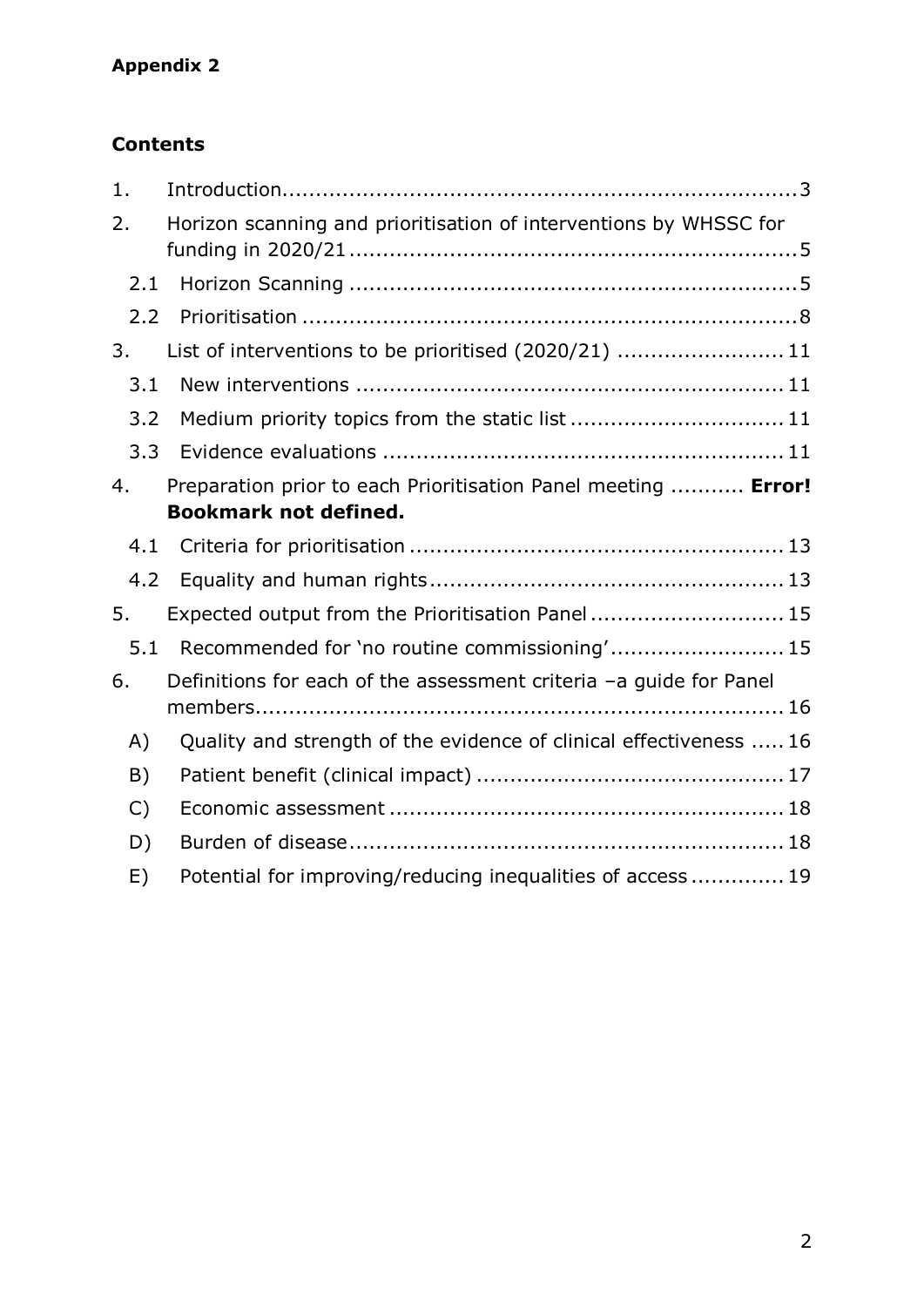**Appendix 2**

**Contents**

1. Introduction............................................................................3
2. Horizon scanning and prioritisation of interventions by WHSSC for funding in 2020/21..................................................................5
   - 2.1 Horizon Scanning ..................................................................5
   - 2.2 Prioritisation ..........................................................................8
3. List of interventions to be prioritised (2020/21) .........................11
   - 3.1 New interventions ................................................................11
   - 3.2 Medium priority topics from the static list ...............................11
   - 3.3 Evidence evaluations ............................................................11
4. Preparation prior to each Prioritisation Panel meeting ........... **Error! Bookmark not defined.**
   - 4.1 Criteria for prioritisation ........................................................13
   - 4.2 Equality and human rights.....................................................13
5. Expected output from the Prioritisation Panel .............................15
   - 5.1 Recommended for 'no routine commissioning'..........................15
6. Definitions for each of the assessment criteria –a guide for Panel members...............................................................................16
   - A) Quality and strength of the evidence of clinical effectiveness .....16
   - B) Patient benefit (clinical impact) .............................................17
   - C) Economic assessment ...........................................................18
   - D) Burden of disease.................................................................18
   - E) Potential for improving/reducing inequalities of access .............19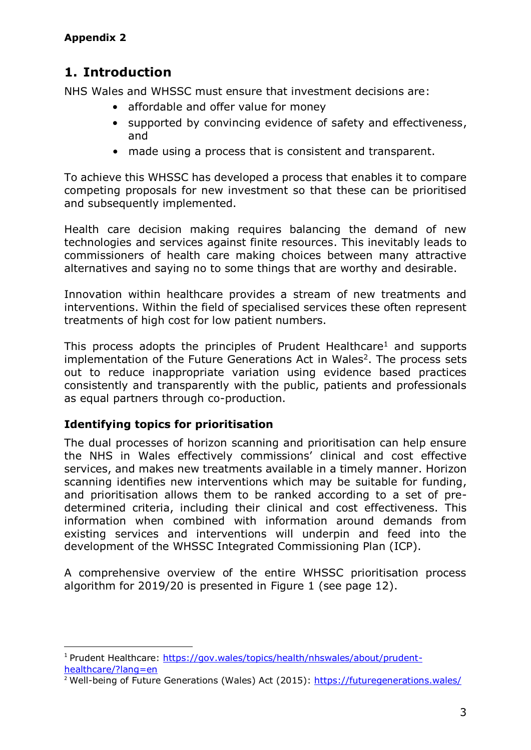**Appendix 2**

## 1. Introduction

NHS Wales and WHSSC must ensure that investment decisions are:

- affordable and offer value for money
- supported by convincing evidence of safety and effectiveness, and
- made using a process that is consistent and transparent.

To achieve this WHSSC has developed a process that enables it to compare competing proposals for new investment so that these can be prioritised and subsequently implemented.

Health care decision making requires balancing the demand of new technologies and services against finite resources. This inevitably leads to commissioners of health care making choices between many attractive alternatives and saying no to some things that are worthy and desirable.

Innovation within healthcare provides a stream of new treatments and interventions. Within the field of specialised services these often represent treatments of high cost for low patient numbers.

This process adopts the principles of Prudent Healthcare[1] and supports implementation of the Future Generations Act in Wales[2]. The process sets out to reduce inappropriate variation using evidence based practices consistently and transparently with the public, patients and professionals as equal partners through co-production.

### Identifying topics for prioritisation

The dual processes of horizon scanning and prioritisation can help ensure the NHS in Wales effectively commissions' clinical and cost effective services, and makes new treatments available in a timely manner. Horizon scanning identifies new interventions which may be suitable for funding, and prioritisation allows them to be ranked according to a set of pre-determined criteria, including their clinical and cost effectiveness. This information when combined with information around demands from existing services and interventions will underpin and feed into the development of the WHSSC Integrated Commissioning Plan (ICP).

A comprehensive overview of the entire WHSSC prioritisation process algorithm for 2019/20 is presented in Figure 1 (see page 12).

---

[1] Prudent Healthcare: https://gov.wales/topics/health/nhswales/about/prudent-healthcare/?lang=en

[2] Well-being of Future Generations (Wales) Act (2015): https://futuregenerations.wales/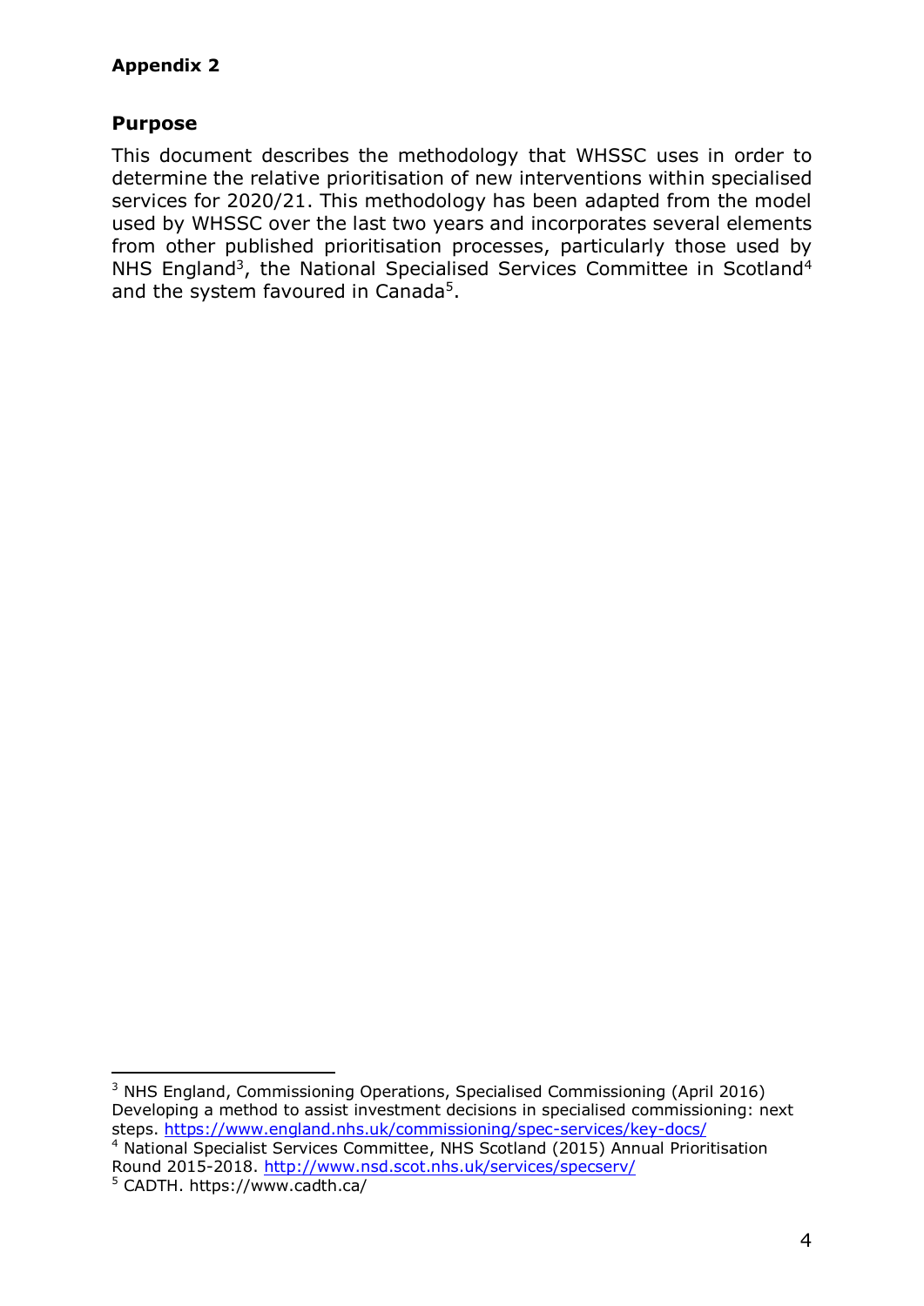**Appendix 2**

## Purpose

This document describes the methodology that WHSSC uses in order to determine the relative prioritisation of new interventions within specialised services for 2020/21. This methodology has been adapted from the model used by WHSSC over the last two years and incorporates several elements from other published prioritisation processes, particularly those used by NHS England[3], the National Specialised Services Committee in Scotland[4] and the system favoured in Canada[5].

---

[3] NHS England, Commissioning Operations, Specialised Commissioning (April 2016) Developing a method to assist investment decisions in specialised commissioning: next steps. https://www.england.nhs.uk/commissioning/spec-services/key-docs/

[4] National Specialist Services Committee, NHS Scotland (2015) Annual Prioritisation Round 2015-2018. http://www.nsd.scot.nhs.uk/services/specserv/

[5] CADTH. https://www.cadth.ca/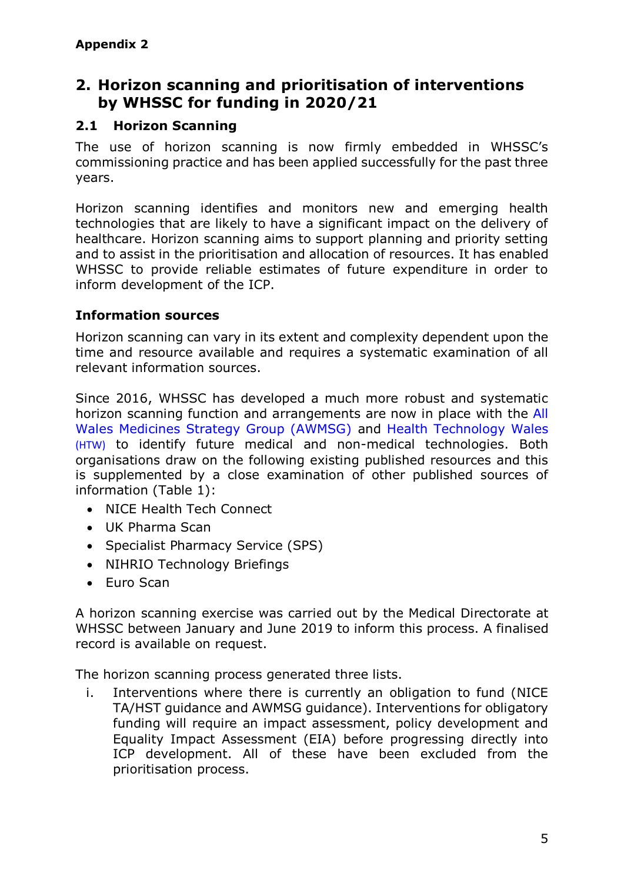**Appendix 2**

## 2. Horizon scanning and prioritisation of interventions by WHSSC for funding in 2020/21

### 2.1 Horizon Scanning

The use of horizon scanning is now firmly embedded in WHSSC's commissioning practice and has been applied successfully for the past three years.

Horizon scanning identifies and monitors new and emerging health technologies that are likely to have a significant impact on the delivery of healthcare. Horizon scanning aims to support planning and priority setting and to assist in the prioritisation and allocation of resources. It has enabled WHSSC to provide reliable estimates of future expenditure in order to inform development of the ICP.

**Information sources**

Horizon scanning can vary in its extent and complexity dependent upon the time and resource available and requires a systematic examination of all relevant information sources.

Since 2016, WHSSC has developed a much more robust and systematic horizon scanning function and arrangements are now in place with the All Wales Medicines Strategy Group (AWMSG) and Health Technology Wales (HTW) to identify future medical and non-medical technologies. Both organisations draw on the following existing published resources and this is supplemented by a close examination of other published sources of information (Table 1):

- NICE Health Tech Connect
- UK Pharma Scan
- Specialist Pharmacy Service (SPS)
- NIHRIO Technology Briefings
- Euro Scan

A horizon scanning exercise was carried out by the Medical Directorate at WHSSC between January and June 2019 to inform this process. A finalised record is available on request.

The horizon scanning process generated three lists.

i. Interventions where there is currently an obligation to fund (NICE TA/HST guidance and AWMSG guidance). Interventions for obligatory funding will require an impact assessment, policy development and Equality Impact Assessment (EIA) before progressing directly into ICP development. All of these have been excluded from the prioritisation process.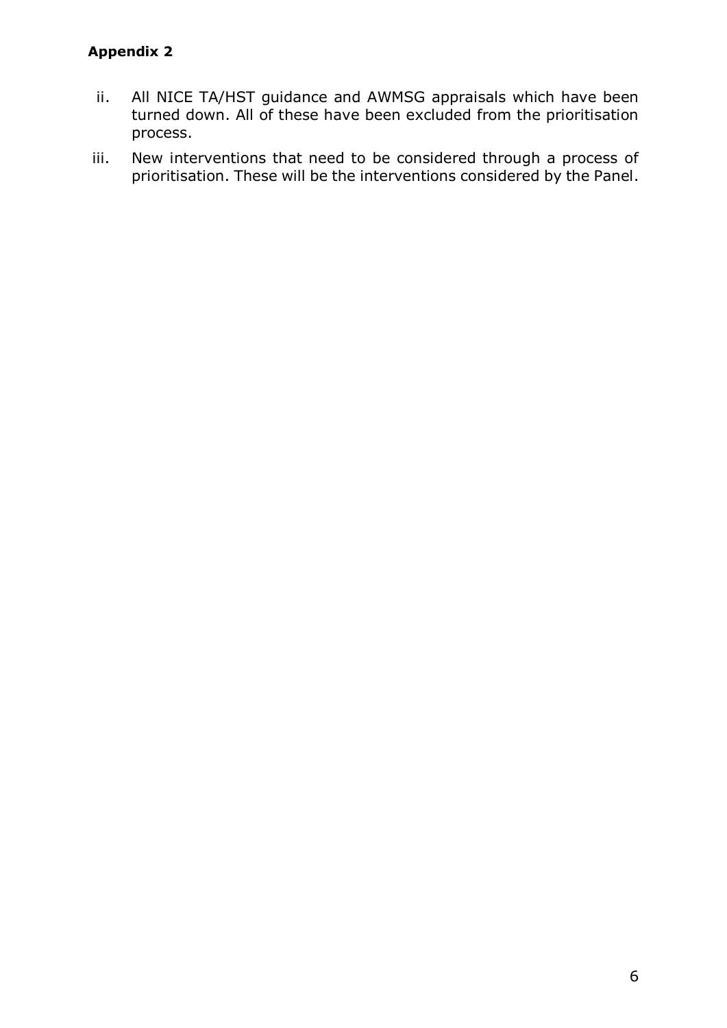**Appendix 2**

ii. All NICE TA/HST guidance and AWMSG appraisals which have been turned down. All of these have been excluded from the prioritisation process.

iii. New interventions that need to be considered through a process of prioritisation. These will be the interventions considered by the Panel.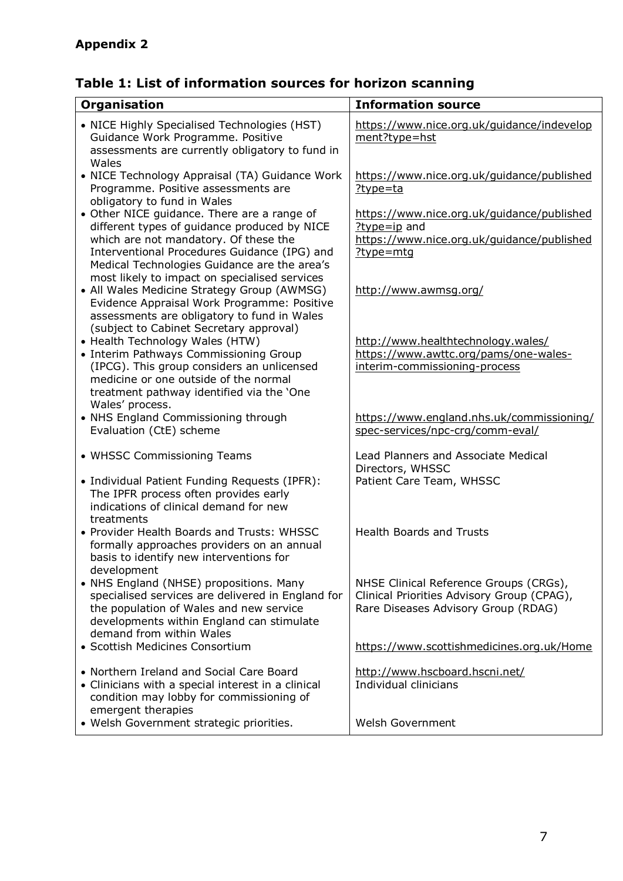**Appendix 2**

### Table 1: List of information sources for horizon scanning

| Organisation | Information source |
|---|---|
| • NICE Highly Specialised Technologies (HST) Guidance Work Programme. Positive assessments are currently obligatory to fund in Wales | https://www.nice.org.uk/guidance/indevelopment?type=hst |
| • NICE Technology Appraisal (TA) Guidance Work Programme. Positive assessments are obligatory to fund in Wales | https://www.nice.org.uk/guidance/published?type=ta |
| • Other NICE guidance. There are a range of different types of guidance produced by NICE which are not mandatory. Of these the Interventional Procedures Guidance (IPG) and Medical Technologies Guidance are the area's most likely to impact on specialised services | https://www.nice.org.uk/guidance/published?type=ip and https://www.nice.org.uk/guidance/published?type=mtg |
| • All Wales Medicine Strategy Group (AWMSG) Evidence Appraisal Work Programme: Positive assessments are obligatory to fund in Wales (subject to Cabinet Secretary approval) | http://www.awmsg.org/ |
| • Health Technology Wales (HTW) | http://www.healthtechnology.wales/ |
| • Interim Pathways Commissioning Group (IPCG). This group considers an unlicensed medicine or one outside of the normal treatment pathway identified via the 'One Wales' process. | https://www.awttc.org/pams/one-wales-interim-commissioning-process |
| • NHS England Commissioning through Evaluation (CtE) scheme | https://www.england.nhs.uk/commissioning/spec-services/npc-crg/comm-eval/ |
| • WHSSC Commissioning Teams | Lead Planners and Associate Medical Directors, WHSSC |
| • Individual Patient Funding Requests (IPFR): The IPFR process often provides early indications of clinical demand for new treatments | Patient Care Team, WHSSC |
| • Provider Health Boards and Trusts: WHSSC formally approaches providers on an annual basis to identify new interventions for development | Health Boards and Trusts |
| • NHS England (NHSE) propositions. Many specialised services are delivered in England for the population of Wales and new service developments within England can stimulate demand from within Wales | NHSE Clinical Reference Groups (CRGs), Clinical Priorities Advisory Group (CPAG), Rare Diseases Advisory Group (RDAG) |
| • Scottish Medicines Consortium | https://www.scottishmedicines.org.uk/Home |
| • Northern Ireland and Social Care Board | http://www.hscboard.hscni.net/ |
| • Clinicians with a special interest in a clinical condition may lobby for commissioning of emergent therapies | Individual clinicians |
| • Welsh Government strategic priorities. | Welsh Government |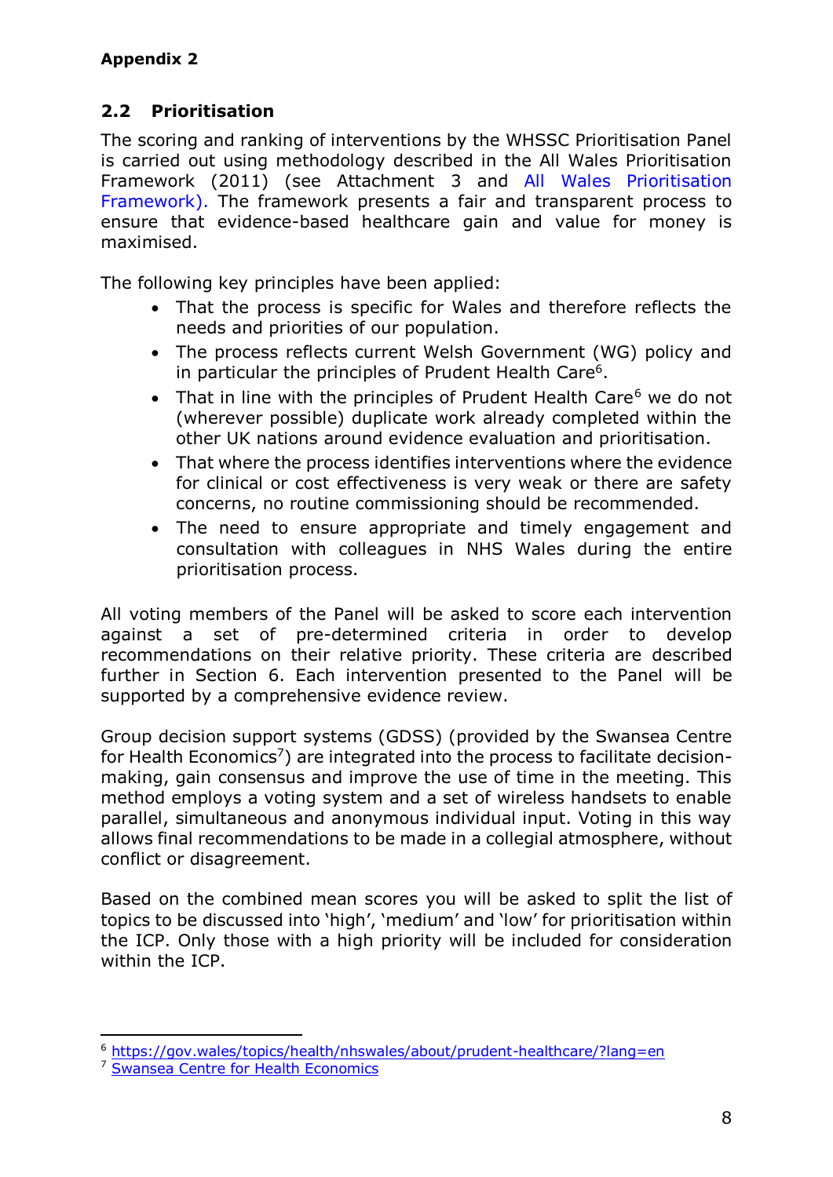**Appendix 2**

## 2.2 Prioritisation

The scoring and ranking of interventions by the WHSSC Prioritisation Panel is carried out using methodology described in the All Wales Prioritisation Framework (2011) (see Attachment 3 and All Wales Prioritisation Framework). The framework presents a fair and transparent process to ensure that evidence-based healthcare gain and value for money is maximised.

The following key principles have been applied:

- That the process is specific for Wales and therefore reflects the needs and priorities of our population.
- The process reflects current Welsh Government (WG) policy and in particular the principles of Prudent Health Care[6].
- That in line with the principles of Prudent Health Care[6] we do not (wherever possible) duplicate work already completed within the other UK nations around evidence evaluation and prioritisation.
- That where the process identifies interventions where the evidence for clinical or cost effectiveness is very weak or there are safety concerns, no routine commissioning should be recommended.
- The need to ensure appropriate and timely engagement and consultation with colleagues in NHS Wales during the entire prioritisation process.

All voting members of the Panel will be asked to score each intervention against a set of pre-determined criteria in order to develop recommendations on their relative priority. These criteria are described further in Section 6. Each intervention presented to the Panel will be supported by a comprehensive evidence review.

Group decision support systems (GDSS) (provided by the Swansea Centre for Health Economics[7]) are integrated into the process to facilitate decision-making, gain consensus and improve the use of time in the meeting. This method employs a voting system and a set of wireless handsets to enable parallel, simultaneous and anonymous individual input. Voting in this way allows final recommendations to be made in a collegial atmosphere, without conflict or disagreement.

Based on the combined mean scores you will be asked to split the list of topics to be discussed into 'high', 'medium' and 'low' for prioritisation within the ICP. Only those with a high priority will be included for consideration within the ICP.

---

[6] https://gov.wales/topics/health/nhswales/about/prudent-healthcare/?lang=en

[7] Swansea Centre for Health Economics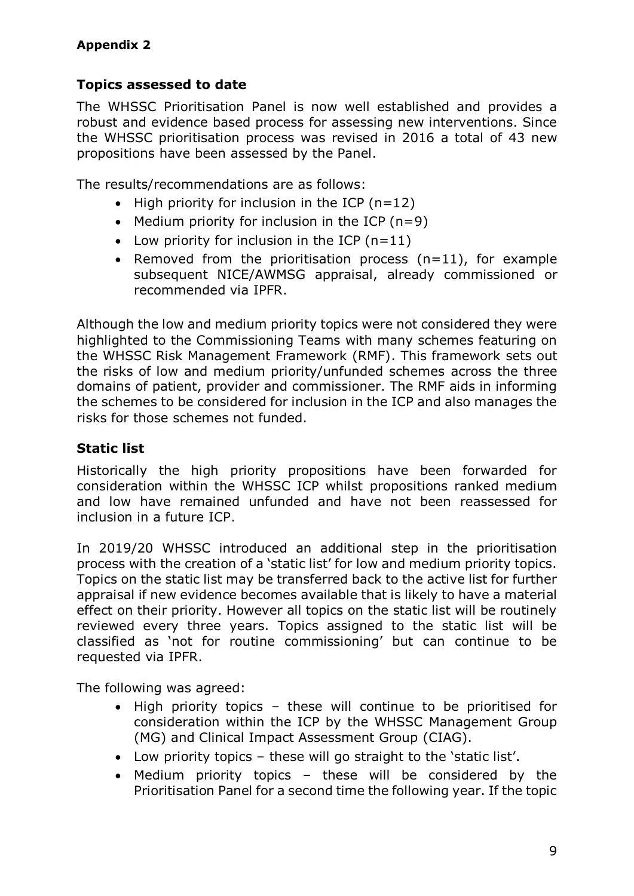**Appendix 2**

## Topics assessed to date

The WHSSC Prioritisation Panel is now well established and provides a robust and evidence based process for assessing new interventions. Since the WHSSC prioritisation process was revised in 2016 a total of 43 new propositions have been assessed by the Panel.

The results/recommendations are as follows:

- High priority for inclusion in the ICP (n=12)
- Medium priority for inclusion in the ICP (n=9)
- Low priority for inclusion in the ICP (n=11)
- Removed from the prioritisation process (n=11), for example subsequent NICE/AWMSG appraisal, already commissioned or recommended via IPFR.

Although the low and medium priority topics were not considered they were highlighted to the Commissioning Teams with many schemes featuring on the WHSSC Risk Management Framework (RMF). This framework sets out the risks of low and medium priority/unfunded schemes across the three domains of patient, provider and commissioner. The RMF aids in informing the schemes to be considered for inclusion in the ICP and also manages the risks for those schemes not funded.

## Static list

Historically the high priority propositions have been forwarded for consideration within the WHSSC ICP whilst propositions ranked medium and low have remained unfunded and have not been reassessed for inclusion in a future ICP.

In 2019/20 WHSSC introduced an additional step in the prioritisation process with the creation of a 'static list' for low and medium priority topics. Topics on the static list may be transferred back to the active list for further appraisal if new evidence becomes available that is likely to have a material effect on their priority. However all topics on the static list will be routinely reviewed every three years. Topics assigned to the static list will be classified as 'not for routine commissioning' but can continue to be requested via IPFR.

The following was agreed:

- High priority topics – these will continue to be prioritised for consideration within the ICP by the WHSSC Management Group (MG) and Clinical Impact Assessment Group (CIAG).
- Low priority topics – these will go straight to the 'static list'.
- Medium priority topics – these will be considered by the Prioritisation Panel for a second time the following year. If the topic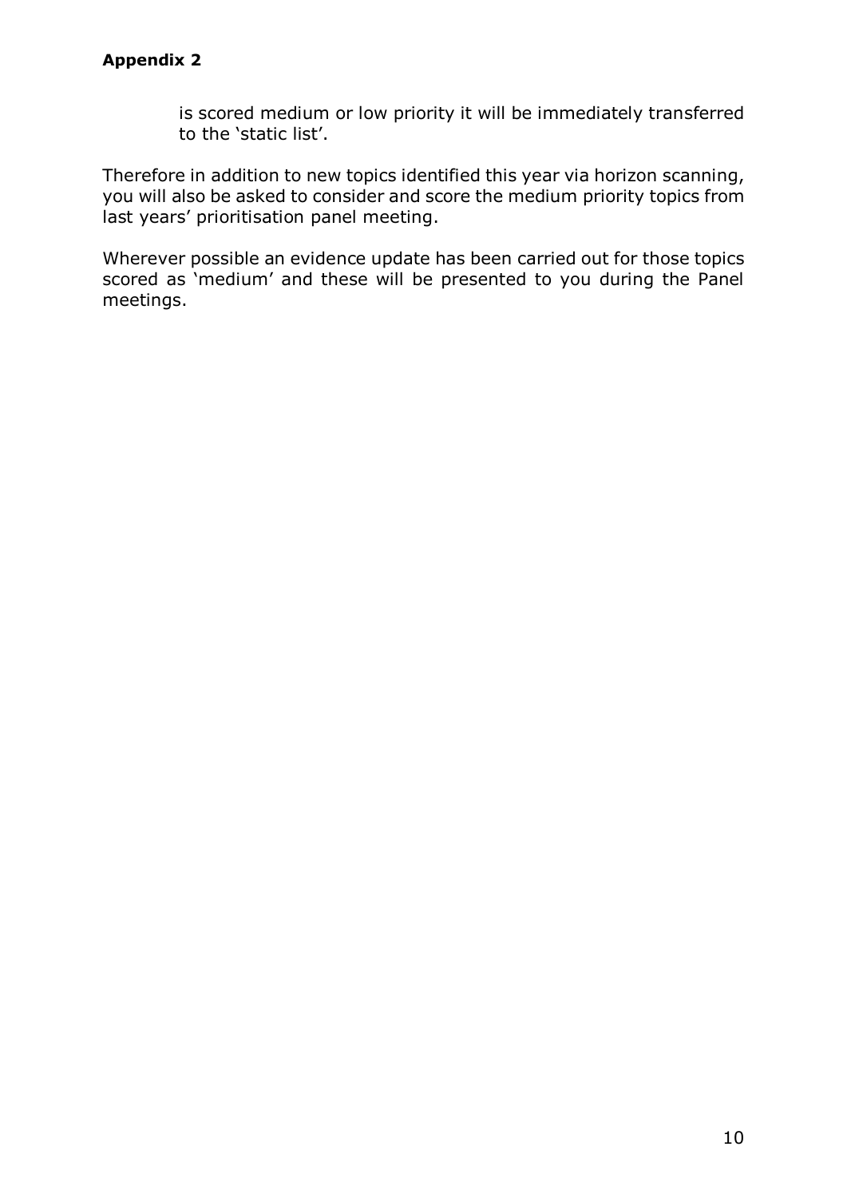**Appendix 2**

is scored medium or low priority it will be immediately transferred to the 'static list'.

Therefore in addition to new topics identified this year via horizon scanning, you will also be asked to consider and score the medium priority topics from last years' prioritisation panel meeting.

Wherever possible an evidence update has been carried out for those topics scored as 'medium' and these will be presented to you during the Panel meetings.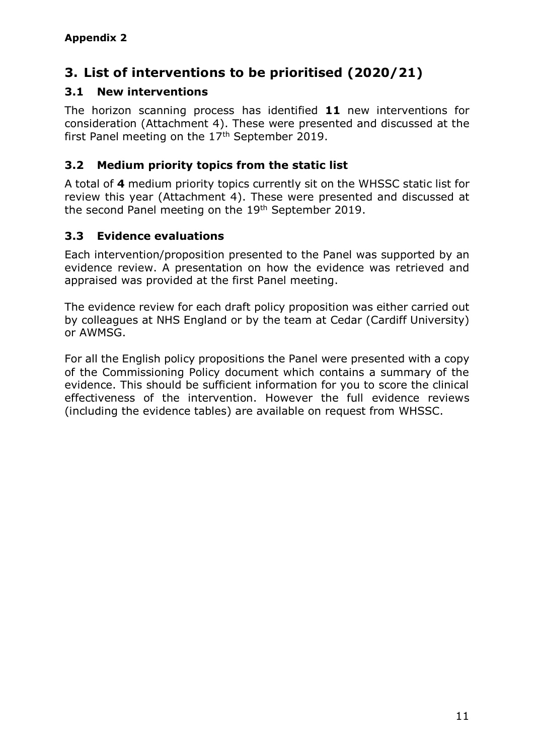**Appendix 2**

# 3. List of interventions to be prioritised (2020/21)

## 3.1 New interventions

The horizon scanning process has identified **11** new interventions for consideration (Attachment 4). These were presented and discussed at the first Panel meeting on the 17th September 2019.

## 3.2 Medium priority topics from the static list

A total of **4** medium priority topics currently sit on the WHSSC static list for review this year (Attachment 4). These were presented and discussed at the second Panel meeting on the 19th September 2019.

## 3.3 Evidence evaluations

Each intervention/proposition presented to the Panel was supported by an evidence review. A presentation on how the evidence was retrieved and appraised was provided at the first Panel meeting.

The evidence review for each draft policy proposition was either carried out by colleagues at NHS England or by the team at Cedar (Cardiff University) or AWMSG.

For all the English policy propositions the Panel were presented with a copy of the Commissioning Policy document which contains a summary of the evidence. This should be sufficient information for you to score the clinical effectiveness of the intervention. However the full evidence reviews (including the evidence tables) are available on request from WHSSC.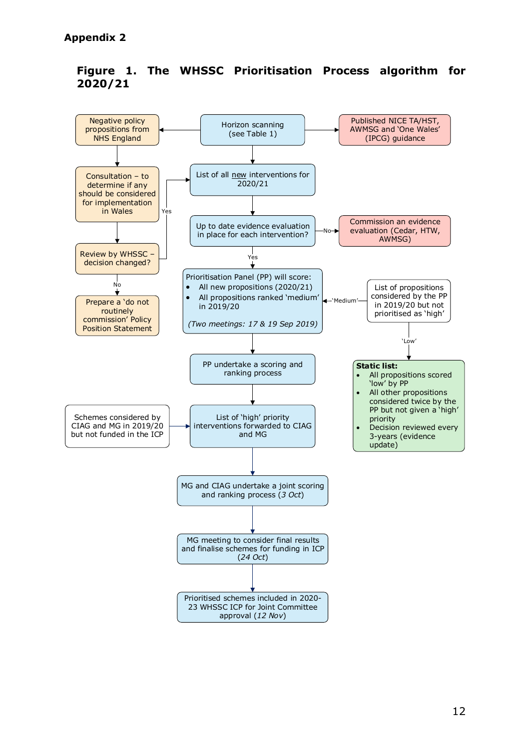**Appendix 2**

**Figure 1. The WHSSC Prioritisation Process algorithm for 2020/21**

Negative policy propositions from NHS England

Horizon scanning (see Table 1)

Published NICE TA/HST, AWMSG and 'One Wales' (IPCG) guidance

Consultation – to determine if any should be considered for implementation in Wales

List of all new interventions for 2020/21

Review by WHSSC – decision changed?

Yes

No

Prepare a 'do not routinely commission' Policy Position Statement

Up to date evidence evaluation in place for each intervention?

No

Commission an evidence evaluation (Cedar, HTW, AWMSG)

Yes

Prioritisation Panel (PP) will score:

- All new propositions (2020/21)
- All propositions ranked 'medium' in 2019/20

*(Two meetings: 17 & 19 Sep 2019)*

'Medium'

List of propositions considered by the PP in 2019/20 but not prioritised as 'high'

'Low'

**Static list:**

- All propositions scored 'low' by PP
- All other propositions considered twice by the PP but not given a 'high' priority
- Decision reviewed every 3-years (evidence update)

PP undertake a scoring and ranking process

Schemes considered by CIAG and MG in 2019/20 but not funded in the ICP

List of 'high' priority interventions forwarded to CIAG and MG

MG and CIAG undertake a joint scoring and ranking process (*3 Oct*)

MG meeting to consider final results and finalise schemes for funding in ICP (*24 Oct*)

Prioritised schemes included in 2020-23 WHSSC ICP for Joint Committee approval (*12 Nov*)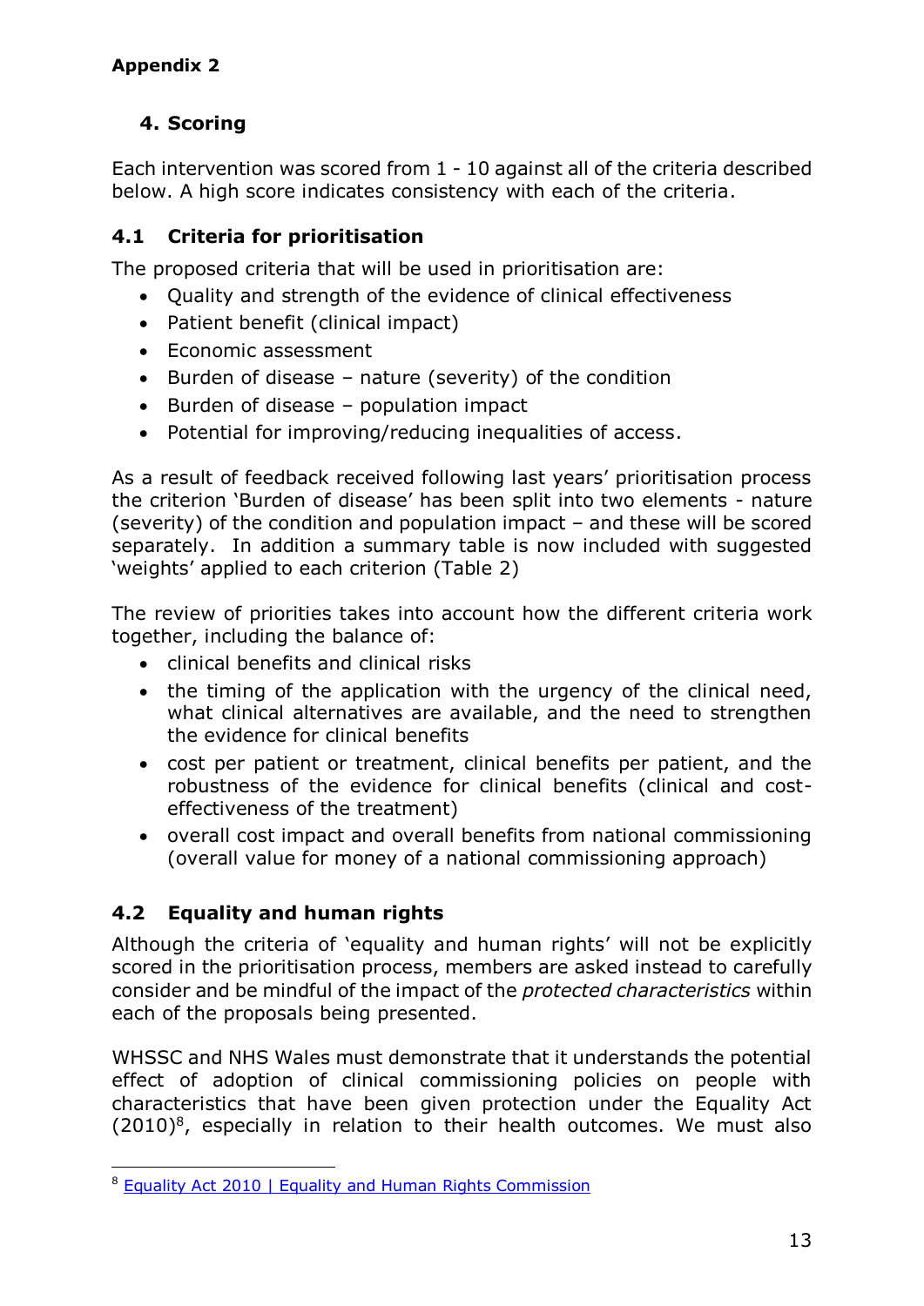**Appendix 2**

## 4. Scoring

Each intervention was scored from 1 - 10 against all of the criteria described below. A high score indicates consistency with each of the criteria.

### 4.1 Criteria for prioritisation

The proposed criteria that will be used in prioritisation are:

- Quality and strength of the evidence of clinical effectiveness
- Patient benefit (clinical impact)
- Economic assessment
- Burden of disease – nature (severity) of the condition
- Burden of disease – population impact
- Potential for improving/reducing inequalities of access.

As a result of feedback received following last years' prioritisation process the criterion 'Burden of disease' has been split into two elements - nature (severity) of the condition and population impact – and these will be scored separately. In addition a summary table is now included with suggested 'weights' applied to each criterion (Table 2)

The review of priorities takes into account how the different criteria work together, including the balance of:

- clinical benefits and clinical risks
- the timing of the application with the urgency of the clinical need, what clinical alternatives are available, and the need to strengthen the evidence for clinical benefits
- cost per patient or treatment, clinical benefits per patient, and the robustness of the evidence for clinical benefits (clinical and cost-effectiveness of the treatment)
- overall cost impact and overall benefits from national commissioning (overall value for money of a national commissioning approach)

### 4.2 Equality and human rights

Although the criteria of 'equality and human rights' will not be explicitly scored in the prioritisation process, members are asked instead to carefully consider and be mindful of the impact of the *protected characteristics* within each of the proposals being presented.

WHSSC and NHS Wales must demonstrate that it understands the potential effect of adoption of clinical commissioning policies on people with characteristics that have been given protection under the Equality Act (2010)[8], especially in relation to their health outcomes. We must also

[8] Equality Act 2010 | Equality and Human Rights Commission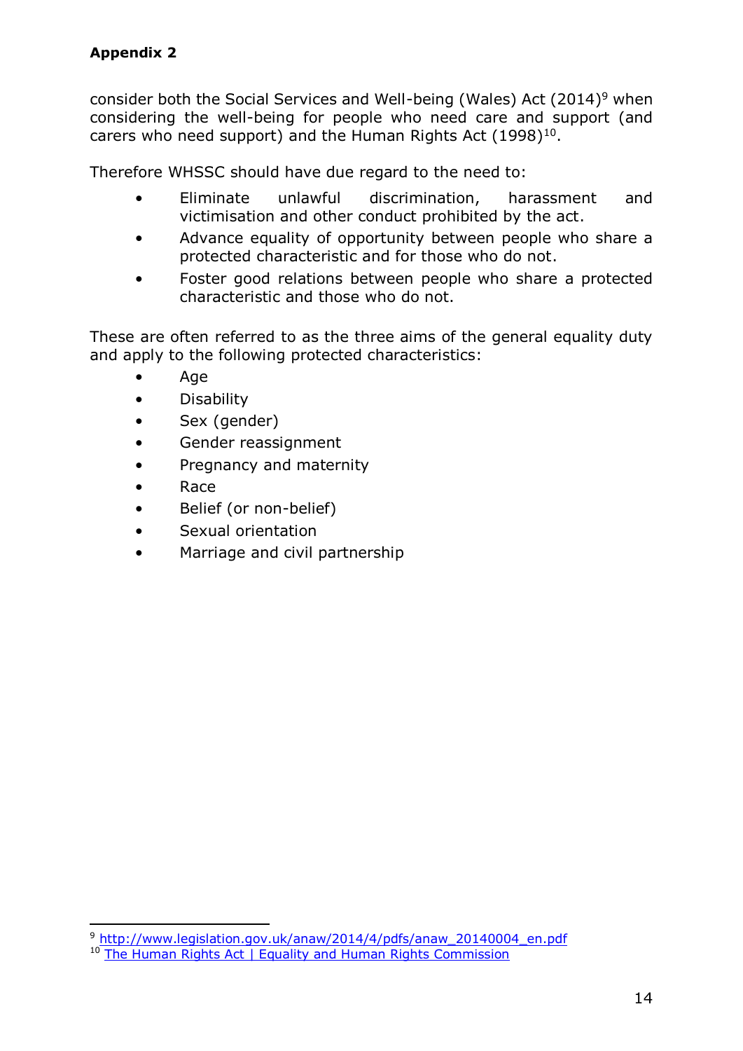**Appendix 2**

consider both the Social Services and Well-being (Wales) Act (2014)[9] when considering the well-being for people who need care and support (and carers who need support) and the Human Rights Act (1998)[10].

Therefore WHSSC should have due regard to the need to:

- Eliminate unlawful discrimination, harassment and victimisation and other conduct prohibited by the act.
- Advance equality of opportunity between people who share a protected characteristic and for those who do not.
- Foster good relations between people who share a protected characteristic and those who do not.

These are often referred to as the three aims of the general equality duty and apply to the following protected characteristics:

- Age
- Disability
- Sex (gender)
- Gender reassignment
- Pregnancy and maternity
- Race
- Belief (or non-belief)
- Sexual orientation
- Marriage and civil partnership

---

[9] http://www.legislation.gov.uk/anaw/2014/4/pdfs/anaw_20140004_en.pdf

[10] The Human Rights Act | Equality and Human Rights Commission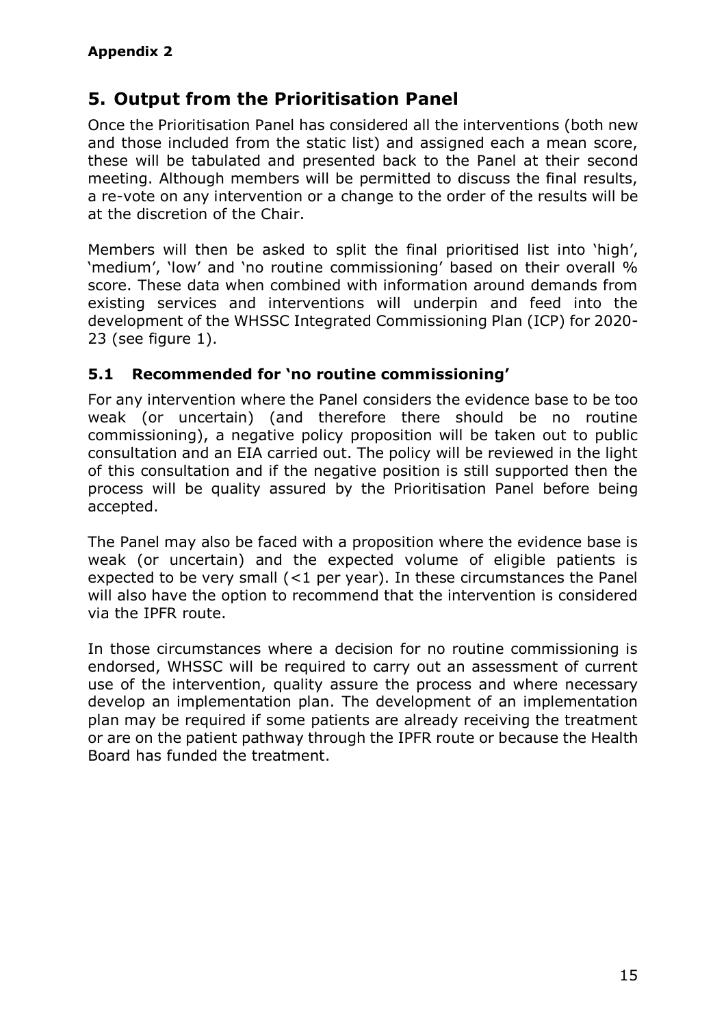**Appendix 2**

## 5. Output from the Prioritisation Panel

Once the Prioritisation Panel has considered all the interventions (both new and those included from the static list) and assigned each a mean score, these will be tabulated and presented back to the Panel at their second meeting. Although members will be permitted to discuss the final results, a re-vote on any intervention or a change to the order of the results will be at the discretion of the Chair.

Members will then be asked to split the final prioritised list into 'high', 'medium', 'low' and 'no routine commissioning' based on their overall % score. These data when combined with information around demands from existing services and interventions will underpin and feed into the development of the WHSSC Integrated Commissioning Plan (ICP) for 2020-23 (see figure 1).

### 5.1 Recommended for 'no routine commissioning'

For any intervention where the Panel considers the evidence base to be too weak (or uncertain) (and therefore there should be no routine commissioning), a negative policy proposition will be taken out to public consultation and an EIA carried out. The policy will be reviewed in the light of this consultation and if the negative position is still supported then the process will be quality assured by the Prioritisation Panel before being accepted.

The Panel may also be faced with a proposition where the evidence base is weak (or uncertain) and the expected volume of eligible patients is expected to be very small (<1 per year). In these circumstances the Panel will also have the option to recommend that the intervention is considered via the IPFR route.

In those circumstances where a decision for no routine commissioning is endorsed, WHSSC will be required to carry out an assessment of current use of the intervention, quality assure the process and where necessary develop an implementation plan. The development of an implementation plan may be required if some patients are already receiving the treatment or are on the patient pathway through the IPFR route or because the Health Board has funded the treatment.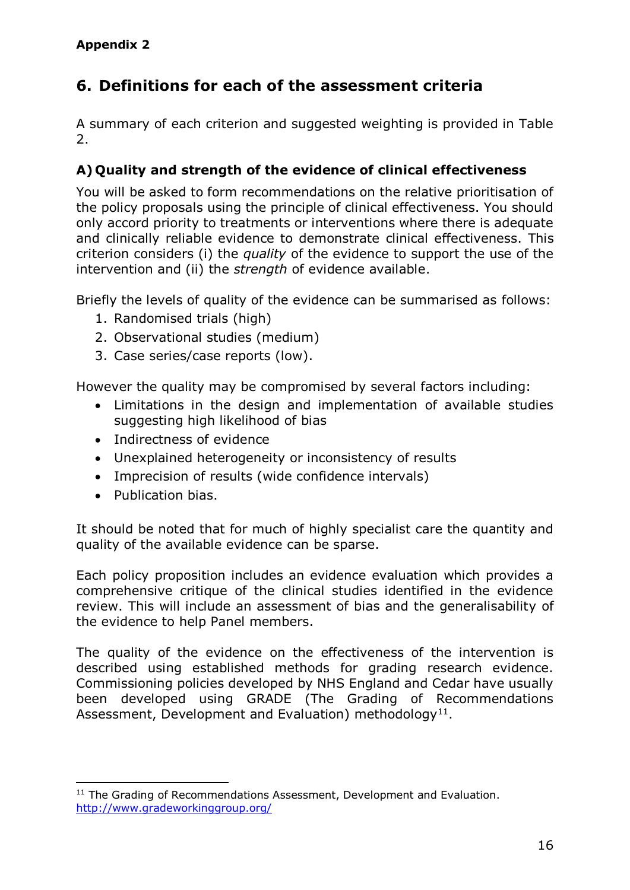**Appendix 2**

## 6. Definitions for each of the assessment criteria

A summary of each criterion and suggested weighting is provided in Table 2.

### A) Quality and strength of the evidence of clinical effectiveness

You will be asked to form recommendations on the relative prioritisation of the policy proposals using the principle of clinical effectiveness. You should only accord priority to treatments or interventions where there is adequate and clinically reliable evidence to demonstrate clinical effectiveness. This criterion considers (i) the *quality* of the evidence to support the use of the intervention and (ii) the *strength* of evidence available.

Briefly the levels of quality of the evidence can be summarised as follows:

1. Randomised trials (high)
2. Observational studies (medium)
3. Case series/case reports (low).

However the quality may be compromised by several factors including:

- Limitations in the design and implementation of available studies suggesting high likelihood of bias
- Indirectness of evidence
- Unexplained heterogeneity or inconsistency of results
- Imprecision of results (wide confidence intervals)
- Publication bias.

It should be noted that for much of highly specialist care the quantity and quality of the available evidence can be sparse.

Each policy proposition includes an evidence evaluation which provides a comprehensive critique of the clinical studies identified in the evidence review. This will include an assessment of bias and the generalisability of the evidence to help Panel members.

The quality of the evidence on the effectiveness of the intervention is described using established methods for grading research evidence. Commissioning policies developed by NHS England and Cedar have usually been developed using GRADE (The Grading of Recommendations Assessment, Development and Evaluation) methodology[11].

[11] The Grading of Recommendations Assessment, Development and Evaluation. http://www.gradeworkinggroup.org/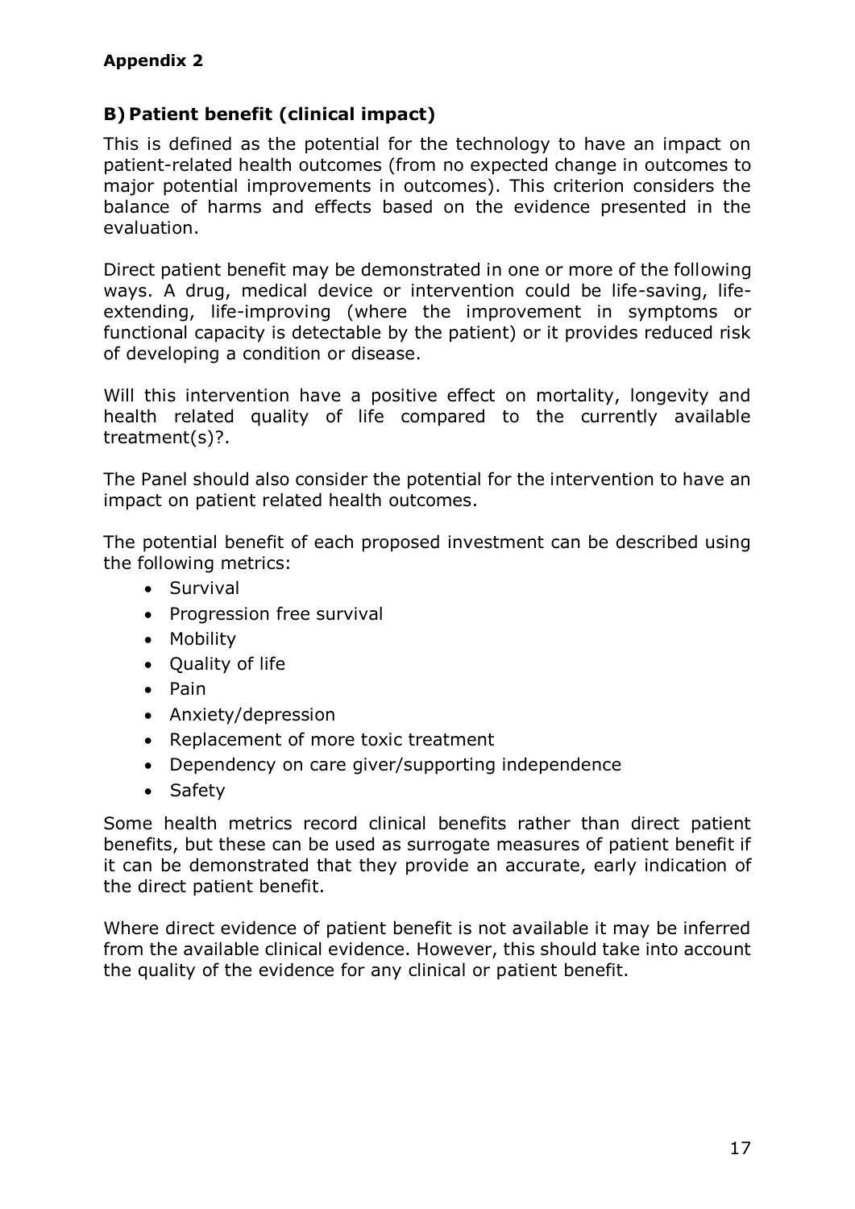**Appendix 2**

## B) Patient benefit (clinical impact)

This is defined as the potential for the technology to have an impact on patient-related health outcomes (from no expected change in outcomes to major potential improvements in outcomes). This criterion considers the balance of harms and effects based on the evidence presented in the evaluation.

Direct patient benefit may be demonstrated in one or more of the following ways. A drug, medical device or intervention could be life-saving, life-extending, life-improving (where the improvement in symptoms or functional capacity is detectable by the patient) or it provides reduced risk of developing a condition or disease.

Will this intervention have a positive effect on mortality, longevity and health related quality of life compared to the currently available treatment(s)?.

The Panel should also consider the potential for the intervention to have an impact on patient related health outcomes.

The potential benefit of each proposed investment can be described using the following metrics:

- Survival
- Progression free survival
- Mobility
- Quality of life
- Pain
- Anxiety/depression
- Replacement of more toxic treatment
- Dependency on care giver/supporting independence
- Safety

Some health metrics record clinical benefits rather than direct patient benefits, but these can be used as surrogate measures of patient benefit if it can be demonstrated that they provide an accurate, early indication of the direct patient benefit.

Where direct evidence of patient benefit is not available it may be inferred from the available clinical evidence. However, this should take into account the quality of the evidence for any clinical or patient benefit.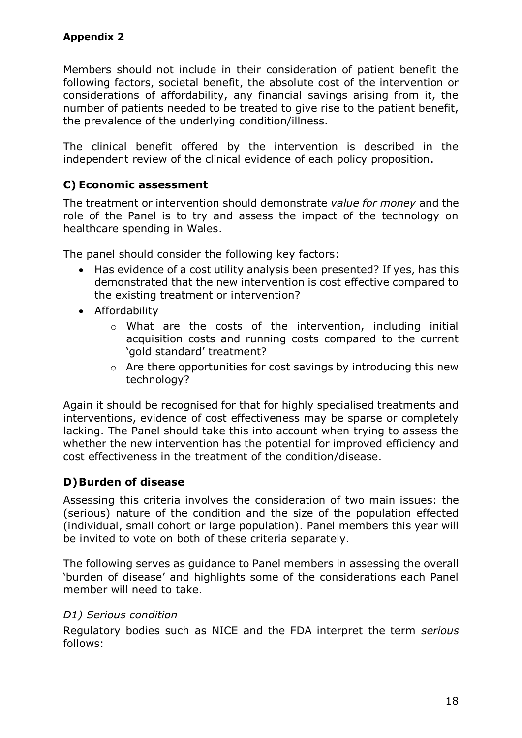**Appendix 2**

Members should not include in their consideration of patient benefit the following factors, societal benefit, the absolute cost of the intervention or considerations of affordability, any financial savings arising from it, the number of patients needed to be treated to give rise to the patient benefit, the prevalence of the underlying condition/illness.

The clinical benefit offered by the intervention is described in the independent review of the clinical evidence of each policy proposition.

## C) Economic assessment

The treatment or intervention should demonstrate *value for money* and the role of the Panel is to try and assess the impact of the technology on healthcare spending in Wales.

The panel should consider the following key factors:

- Has evidence of a cost utility analysis been presented? If yes, has this demonstrated that the new intervention is cost effective compared to the existing treatment or intervention?
- Affordability
  - What are the costs of the intervention, including initial acquisition costs and running costs compared to the current 'gold standard' treatment?
  - Are there opportunities for cost savings by introducing this new technology?

Again it should be recognised for that for highly specialised treatments and interventions, evidence of cost effectiveness may be sparse or completely lacking. The Panel should take this into account when trying to assess the whether the new intervention has the potential for improved efficiency and cost effectiveness in the treatment of the condition/disease.

## D) Burden of disease

Assessing this criteria involves the consideration of two main issues: the (serious) nature of the condition and the size of the population effected (individual, small cohort or large population). Panel members this year will be invited to vote on both of these criteria separately.

The following serves as guidance to Panel members in assessing the overall 'burden of disease' and highlights some of the considerations each Panel member will need to take.

### *D1) Serious condition*

Regulatory bodies such as NICE and the FDA interpret the term *serious* follows: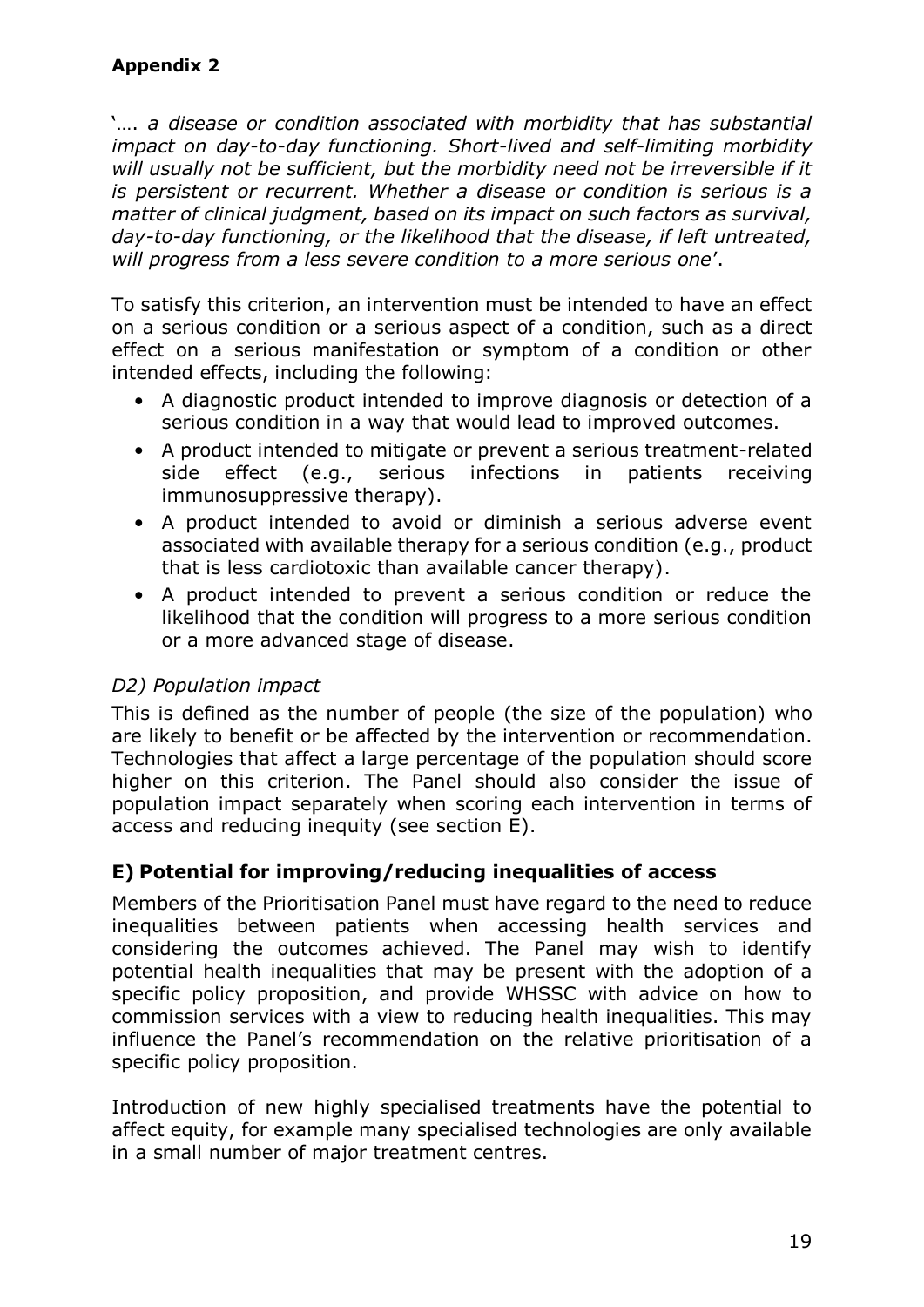**Appendix 2**

'…. *a disease or condition associated with morbidity that has substantial impact on day-to-day functioning. Short-lived and self-limiting morbidity will usually not be sufficient, but the morbidity need not be irreversible if it is persistent or recurrent. Whether a disease or condition is serious is a matter of clinical judgment, based on its impact on such factors as survival, day-to-day functioning, or the likelihood that the disease, if left untreated, will progress from a less severe condition to a more serious one*'.

To satisfy this criterion, an intervention must be intended to have an effect on a serious condition or a serious aspect of a condition, such as a direct effect on a serious manifestation or symptom of a condition or other intended effects, including the following:

- A diagnostic product intended to improve diagnosis or detection of a serious condition in a way that would lead to improved outcomes.
- A product intended to mitigate or prevent a serious treatment-related side effect (e.g., serious infections in patients receiving immunosuppressive therapy).
- A product intended to avoid or diminish a serious adverse event associated with available therapy for a serious condition (e.g., product that is less cardiotoxic than available cancer therapy).
- A product intended to prevent a serious condition or reduce the likelihood that the condition will progress to a more serious condition or a more advanced stage of disease.

*D2) Population impact*

This is defined as the number of people (the size of the population) who are likely to benefit or be affected by the intervention or recommendation. Technologies that affect a large percentage of the population should score higher on this criterion. The Panel should also consider the issue of population impact separately when scoring each intervention in terms of access and reducing inequity (see section E).

## E) Potential for improving/reducing inequalities of access

Members of the Prioritisation Panel must have regard to the need to reduce inequalities between patients when accessing health services and considering the outcomes achieved. The Panel may wish to identify potential health inequalities that may be present with the adoption of a specific policy proposition, and provide WHSSC with advice on how to commission services with a view to reducing health inequalities. This may influence the Panel's recommendation on the relative prioritisation of a specific policy proposition.

Introduction of new highly specialised treatments have the potential to affect equity, for example many specialised technologies are only available in a small number of major treatment centres.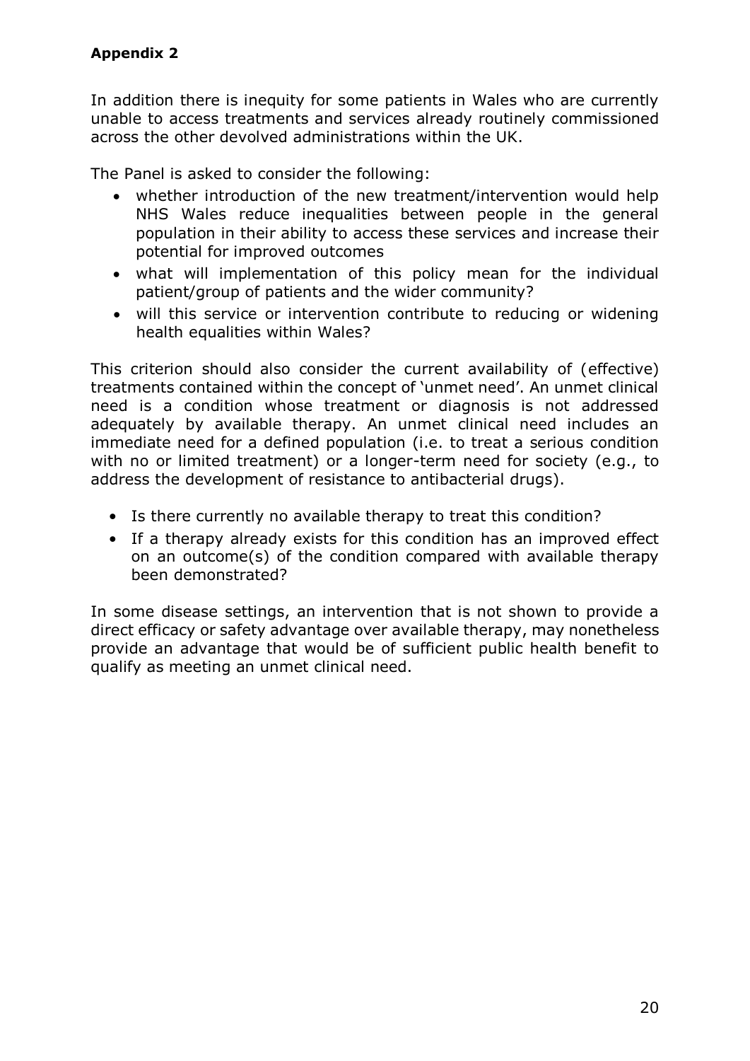**Appendix 2**

In addition there is inequity for some patients in Wales who are currently unable to access treatments and services already routinely commissioned across the other devolved administrations within the UK.

The Panel is asked to consider the following:

- whether introduction of the new treatment/intervention would help NHS Wales reduce inequalities between people in the general population in their ability to access these services and increase their potential for improved outcomes
- what will implementation of this policy mean for the individual patient/group of patients and the wider community?
- will this service or intervention contribute to reducing or widening health equalities within Wales?

This criterion should also consider the current availability of (effective) treatments contained within the concept of 'unmet need'. An unmet clinical need is a condition whose treatment or diagnosis is not addressed adequately by available therapy. An unmet clinical need includes an immediate need for a defined population (i.e. to treat a serious condition with no or limited treatment) or a longer-term need for society (e.g., to address the development of resistance to antibacterial drugs).

- Is there currently no available therapy to treat this condition?
- If a therapy already exists for this condition has an improved effect on an outcome(s) of the condition compared with available therapy been demonstrated?

In some disease settings, an intervention that is not shown to provide a direct efficacy or safety advantage over available therapy, may nonetheless provide an advantage that would be of sufficient public health benefit to qualify as meeting an unmet clinical need.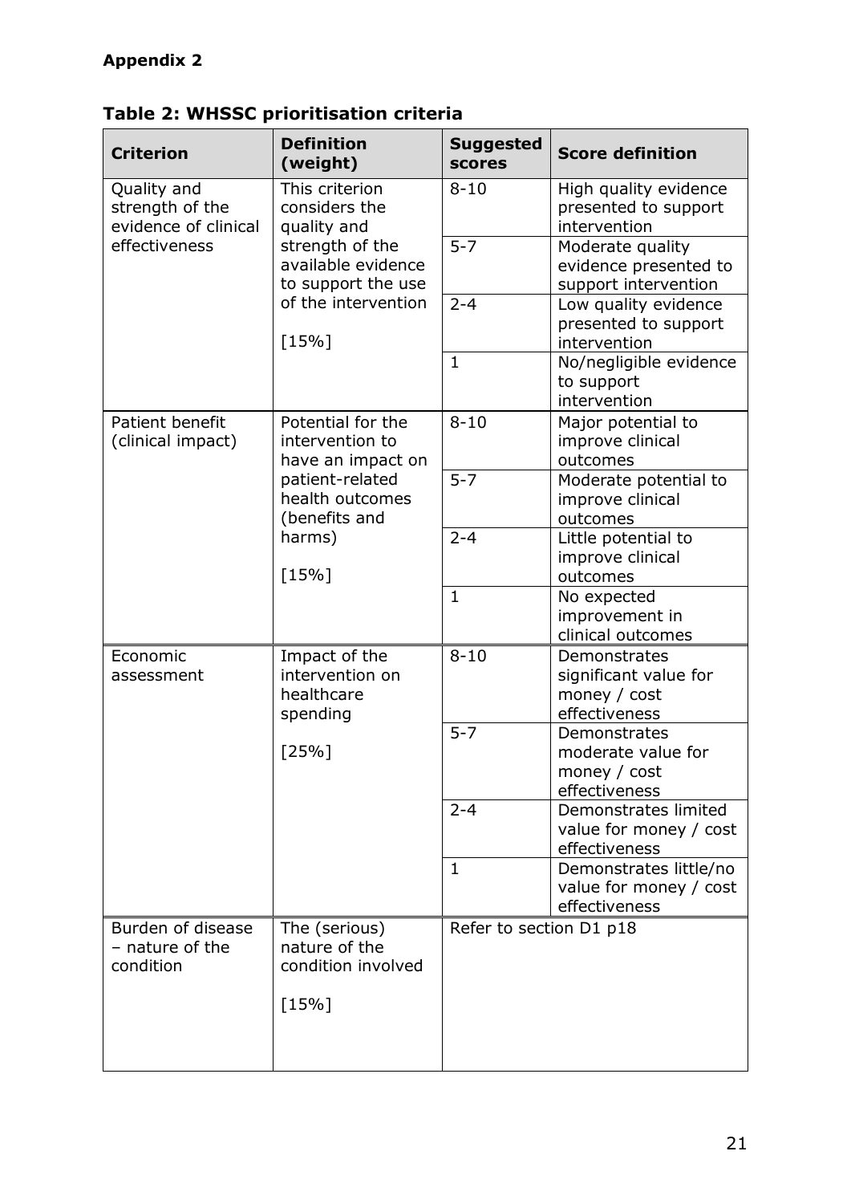**Appendix 2**

**Table 2: WHSSC prioritisation criteria**

| Criterion | Definition (weight) | Suggested scores | Score definition |
|---|---|---|---|
| Quality and strength of the evidence of clinical effectiveness | This criterion considers the quality and strength of the available evidence to support the use of the intervention [15%] | 8-10 | High quality evidence presented to support intervention |
| | | 5-7 | Moderate quality evidence presented to support intervention |
| | | 2-4 | Low quality evidence presented to support intervention |
| | | 1 | No/negligible evidence to support intervention |
| Patient benefit (clinical impact) | Potential for the intervention to have an impact on patient-related health outcomes (benefits and harms) [15%] | 8-10 | Major potential to improve clinical outcomes |
| | | 5-7 | Moderate potential to improve clinical outcomes |
| | | 2-4 | Little potential to improve clinical outcomes |
| | | 1 | No expected improvement in clinical outcomes |
| Economic assessment | Impact of the intervention on healthcare spending [25%] | 8-10 | Demonstrates significant value for money / cost effectiveness |
| | | 5-7 | Demonstrates moderate value for money / cost effectiveness |
| | | 2-4 | Demonstrates limited value for money / cost effectiveness |
| | | 1 | Demonstrates little/no value for money / cost effectiveness |
| Burden of disease – nature of the condition | The (serious) nature of the condition involved [15%] | Refer to section D1 p18 | |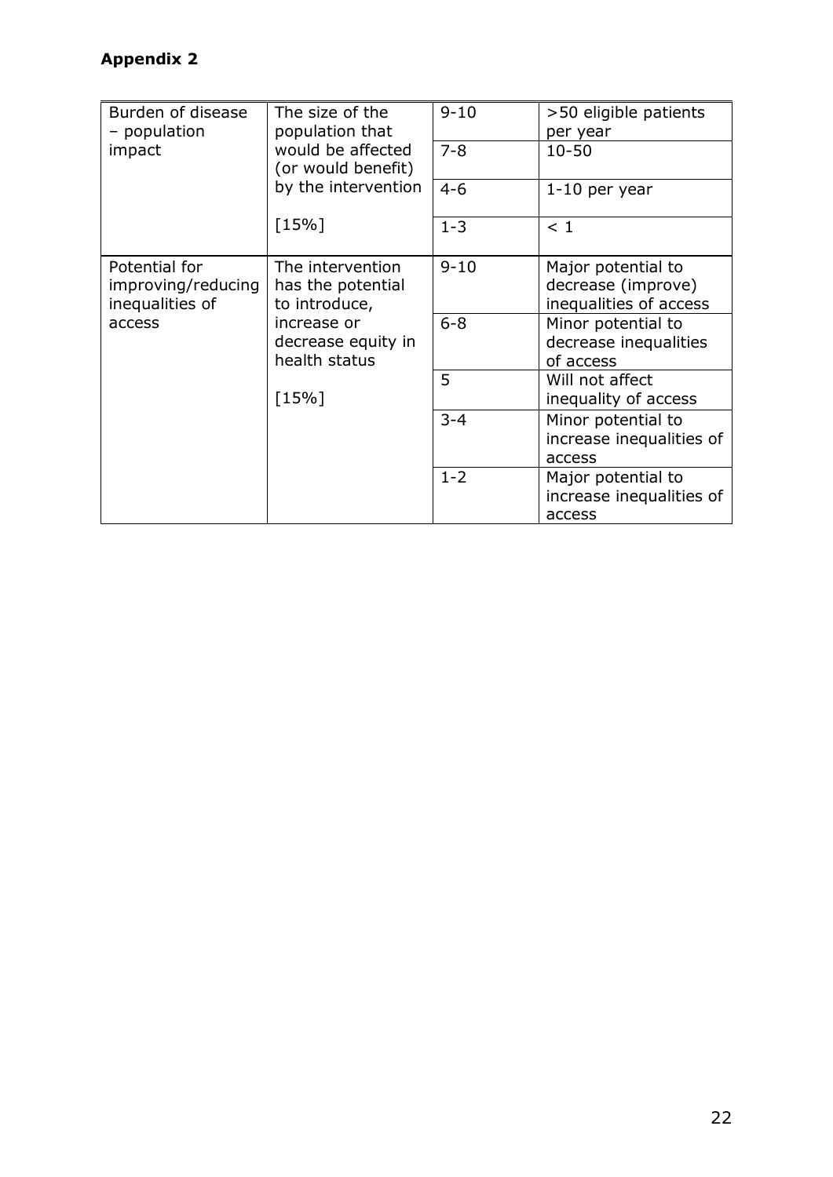## Appendix 2

| | | | |
|---|---|---|---|
| Burden of disease – population impact | The size of the population that would be affected (or would benefit) by the intervention<br><br>[15%] | 9-10 | >50 eligible patients per year |
| | | 7-8 | 10-50 |
| | | 4-6 | 1-10 per year |
| | | 1-3 | < 1 |
| Potential for improving/reducing inequalities of access | The intervention has the potential to introduce, increase or decrease equity in health status<br><br>[15%] | 9-10 | Major potential to decrease (improve) inequalities of access |
| | | 6-8 | Minor potential to decrease inequalities of access |
| | | 5 | Will not affect inequality of access |
| | | 3-4 | Minor potential to increase inequalities of access |
| | | 1-2 | Major potential to increase inequalities of access |